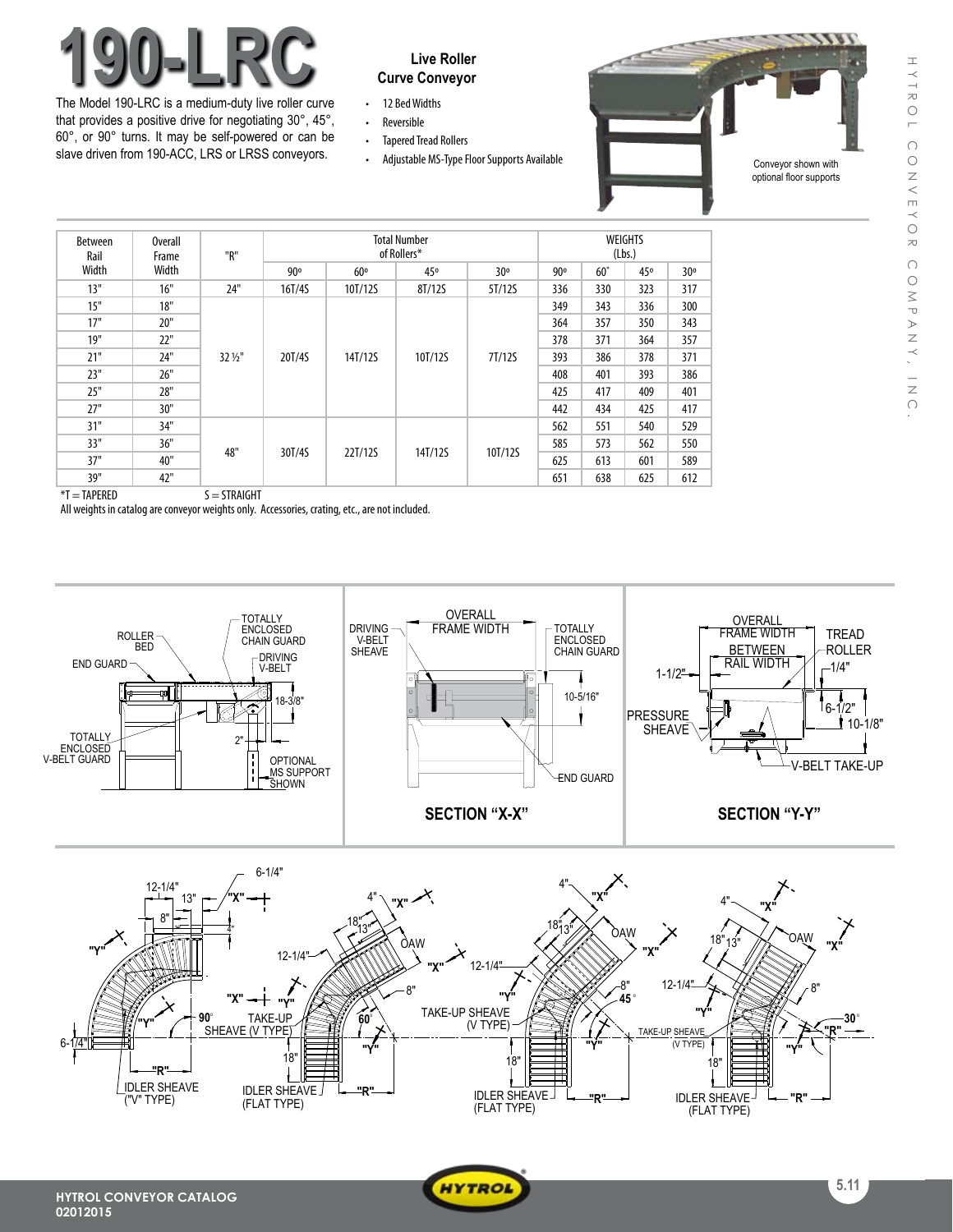# 190-LRC

## Live Roller Curve Conveyor

The Model 190-LRC is a medium-duty live roller curve that provides a positive drive for negotiating 30°, 45°, 60°, or 90° turns. It may be self-powered or can be slave driven from 190-ACC, LRS or LRSS conveyors.

- 12 Bed Widths
- Reversible
- Tapered Tread Rollers
- Adjustable MS-Type Floor Supports Available

Conveyor shown with optional floor supports

| Between Rail Width | Overall Frame Width | "R" | Total Number of Rollers* | | | | WEIGHTS (Lbs.) | | | |
|---|---|---|---|---|---|---|---|---|---|---|
| | | | 90º | 60º | 45º | 30º | 90º | 60˚ | 45º | 30º |
| 13" | 16" | 24" | 16T/4S | 10T/12S | 8T/12S | 5T/12S | 336 | 330 | 323 | 317 |
| 15" | 18" | 32 ½" | 20T/4S | 14T/12S | 10T/12S | 7T/12S | 349 | 343 | 336 | 300 |
| 17" | 20" | | | | | | 364 | 357 | 350 | 343 |
| 19" | 22" | | | | | | 378 | 371 | 364 | 357 |
| 21" | 24" | | | | | | 393 | 386 | 378 | 371 |
| 23" | 26" | | | | | | 408 | 401 | 393 | 386 |
| 25" | 28" | | | | | | 425 | 417 | 409 | 401 |
| 27" | 30" | | | | | | 442 | 434 | 425 | 417 |
| 31" | 34" | 48" | 30T/4S | 22T/12S | 14T/12S | 10T/12S | 562 | 551 | 540 | 529 |
| 33" | 36" | | | | | | 585 | 573 | 562 | 550 |
| 37" | 40" | | | | | | 625 | 613 | 601 | 589 |
| 39" | 42" | | | | | | 651 | 638 | 625 | 612 |

*T = TAPERED S = STRAIGHT

All weights in catalog are conveyor weights only. Accessories, crating, etc., are not included.

ROLLER BED, END GUARD, TOTALLY ENCLOSED CHAIN GUARD, DRIVING V-BELT, 18-3/8", 2", TOTALLY ENCLOSED V-BELT GUARD, OPTIONAL MS SUPPORT SHOWN

DRIVING V-BELT SHEAVE, OVERALL FRAME WIDTH, TOTALLY ENCLOSED CHAIN GUARD, 10-5/16", END GUARD

**SECTION "X-X"**

OVERALL FRAME WIDTH, BETWEEN RAIL WIDTH, TREAD ROLLER, 1/4", 1-1/2", PRESSURE SHEAVE, 6-1/2", 10-1/8", V-BELT TAKE-UP

**SECTION "Y-Y"**

90°: 12-1/4", 13", 8", 4", 6-1/4", "X", "Y", TAKE-UP SHEAVE (V TYPE), "R", IDLER SHEAVE ("V" TYPE)

60°: 4", "X", 18", 13", OAW, 12-1/4", 8", 18", "Y", "R", IDLER SHEAVE (FLAT TYPE)

45°: 4", "X", 18", 13", OAW, 12-1/4", 8", TAKE-UP SHEAVE (V TYPE), 18", "Y", "R", IDLER SHEAVE (FLAT TYPE)

30°: 4", "X", 18", 13", OAW, 12-1/4", 8", TAKE-UP SHEAVE (V TYPE), 18", "Y", "R", IDLER SHEAVE (FLAT TYPE)

HYTROL CONVEYOR CATALOG
02012015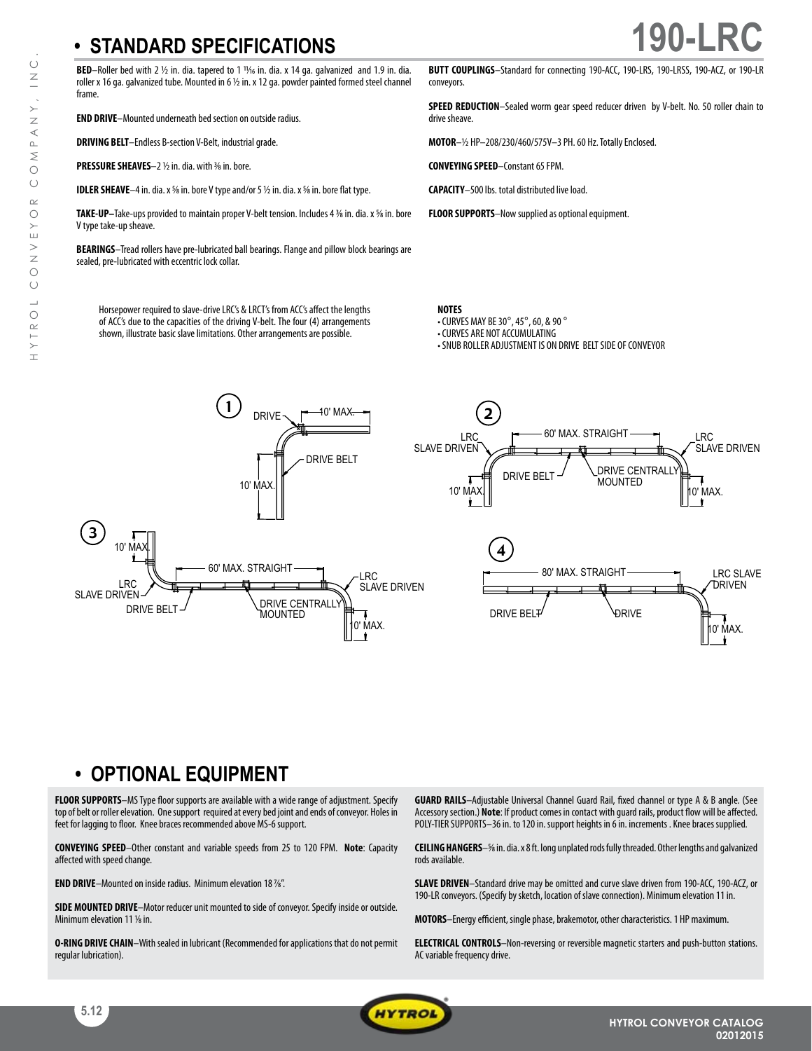# • STANDARD SPECIFICATIONS

# 190-LRC

**BED**–Roller bed with 2 ½ in. dia. tapered to 1 ¹¹⁄₁₆ in. dia. x 14 ga. galvanized and 1.9 in. dia. roller x 16 ga. galvanized tube. Mounted in 6 ½ in. x 12 ga. powder painted formed steel channel frame.

**END DRIVE**–Mounted underneath bed section on outside radius.

**DRIVING BELT**–Endless B-section V-Belt, industrial grade.

**PRESSURE SHEAVES**–2 ½ in. dia. with ⅜ in. bore.

**IDLER SHEAVE**–4 in. dia. x ⅝ in. bore V type and/or 5 ½ in. dia. x ⅝ in. bore flat type.

**TAKE-UP**–Take-ups provided to maintain proper V-belt tension. Includes 4 ⅜ in. dia. x ⅝ in. bore V type take-up sheave.

**BEARINGS**–Tread rollers have pre-lubricated ball bearings. Flange and pillow block bearings are sealed, pre-lubricated with eccentric lock collar.

**BUTT COUPLINGS**–Standard for connecting 190-ACC, 190-LRS, 190-LRSS, 190-ACZ, or 190-LR conveyors.

**SPEED REDUCTION**–Sealed worm gear speed reducer driven by V-belt. No. 50 roller chain to drive sheave.

**MOTOR**–½ HP–208/230/460/575V–3 PH. 60 Hz. Totally Enclosed.

**CONVEYING SPEED**–Constant 65 FPM.

**CAPACITY**–500 lbs. total distributed live load.

**FLOOR SUPPORTS**–Now supplied as optional equipment.

Horsepower required to slave-drive LRC's & LRCT's from ACC's affect the lengths of ACC's due to the capacities of the driving V-belt. The four (4) arrangements shown, illustrate basic slave limitations. Other arrangements are possible.

**NOTES**
- CURVES MAY BE 30°, 45°, 60, & 90 °
- CURVES ARE NOT ACCUMULATING
- SNUB ROLLER ADJUSTMENT IS ON DRIVE BELT SIDE OF CONVEYOR

1
DRIVE
10' MAX.
DRIVE BELT
10' MAX.

2
LRC SLAVE DRIVEN
60' MAX. STRAIGHT
LRC SLAVE DRIVEN
DRIVE BELT
DRIVE CENTRALLY MOUNTED
10' MAX.
10' MAX.

3
10' MAX.
60' MAX. STRAIGHT
LRC SLAVE DRIVEN
LRC SLAVE DRIVEN
DRIVE BELT
DRIVE CENTRALLY MOUNTED
10' MAX.

4
80' MAX. STRAIGHT
LRC SLAVE DRIVEN
DRIVE BELT
DRIVE
10' MAX.

# • OPTIONAL EQUIPMENT

**FLOOR SUPPORTS**–MS Type floor supports are available with a wide range of adjustment. Specify top of belt or roller elevation. One support required at every bed joint and ends of conveyor. Holes in feet for lagging to floor. Knee braces recommended above MS-6 support.

**CONVEYING SPEED**–Other constant and variable speeds from 25 to 120 FPM. **Note**: Capacity affected with speed change.

**END DRIVE**–Mounted on inside radius. Minimum elevation 18 ⅞".

**SIDE MOUNTED DRIVE**–Motor reducer unit mounted to side of conveyor. Specify inside or outside. Minimum elevation 11 ⅛ in.

**O-RING DRIVE CHAIN**–With sealed in lubricant (Recommended for applications that do not permit regular lubrication).

**GUARD RAILS**–Adjustable Universal Channel Guard Rail, fixed channel or type A & B angle. (See Accessory section.) **Note**: If product comes in contact with guard rails, product flow will be affected. POLY-TIER SUPPORTS–36 in. to 120 in. support heights in 6 in. increments . Knee braces supplied.

**CEILING HANGERS**–⅝ in. dia. x 8 ft. long unplated rods fully threaded. Other lengths and galvanized rods available.

**SLAVE DRIVEN**–Standard drive may be omitted and curve slave driven from 190-ACC, 190-ACZ, or 190-LR conveyors. (Specify by sketch, location of slave connection). Minimum elevation 11 in.

**MOTORS**–Energy efficient, single phase, brakemotor, other characteristics. 1 HP maximum.

**ELECTRICAL CONTROLS**–Non-reversing or reversible magnetic starters and push-button stations. AC variable frequency drive.